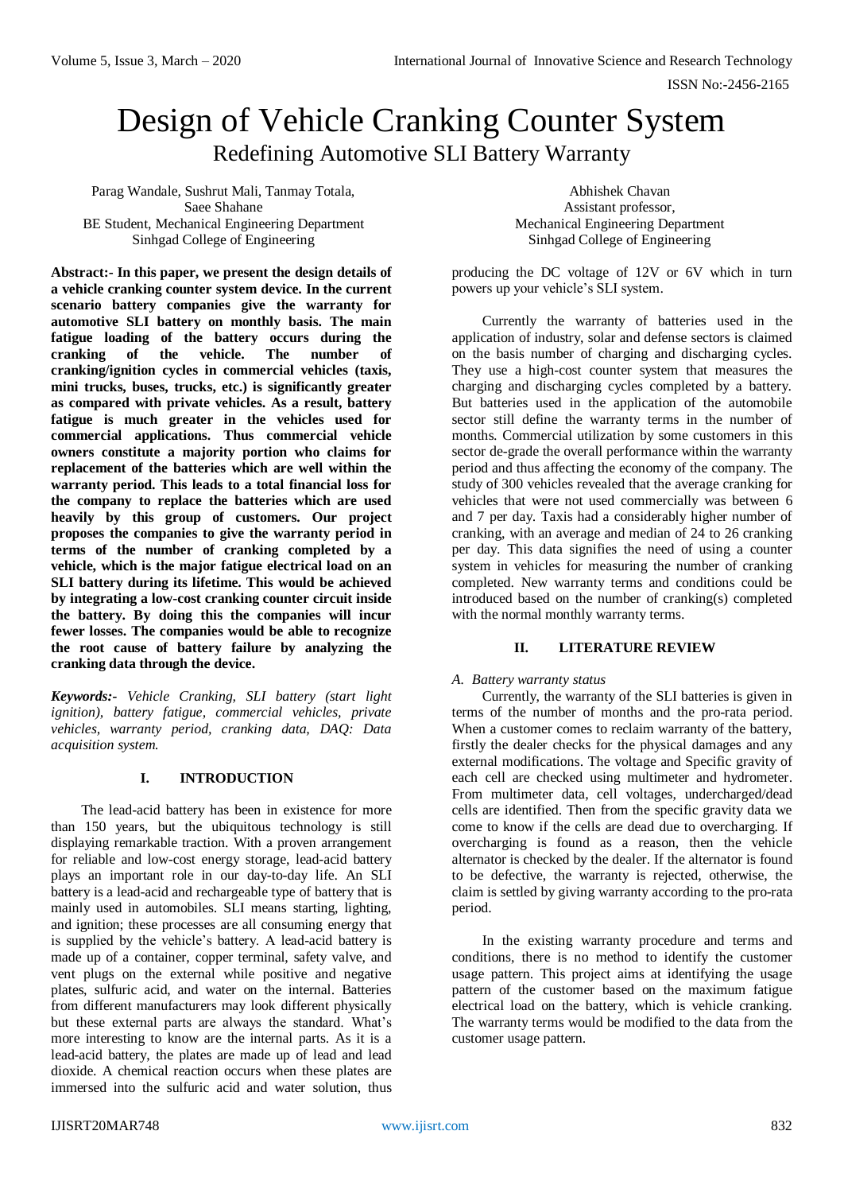# Design of Vehicle Cranking Counter System

## Redefining Automotive SLI Battery Warranty

Parag Wandale, Sushrut Mali, Tanmay Totala, Saee Shahane
BE Student, Mechanical Engineering Department
Sinhgad College of Engineering

Abhishek Chavan
Assistant professor,
Mechanical Engineering Department
Sinhgad College of Engineering

**Abstract:- In this paper, we present the design details of a vehicle cranking counter system device. In the current scenario battery companies give the warranty for automotive SLI battery on monthly basis. The main fatigue loading of the battery occurs during the cranking of the vehicle. The number of cranking/ignition cycles in commercial vehicles (taxis, mini trucks, buses, trucks, etc.) is significantly greater as compared with private vehicles. As a result, battery fatigue is much greater in the vehicles used for commercial applications. Thus commercial vehicle owners constitute a majority portion who claims for replacement of the batteries which are well within the warranty period. This leads to a total financial loss for the company to replace the batteries which are used heavily by this group of customers. Our project proposes the companies to give the warranty period in terms of the number of cranking completed by a vehicle, which is the major fatigue electrical load on an SLI battery during its lifetime. This would be achieved by integrating a low-cost cranking counter circuit inside the battery. By doing this the companies will incur fewer losses. The companies would be able to recognize the root cause of battery failure by analyzing the cranking data through the device.**

***Keywords:-** Vehicle Cranking, SLI battery (start light ignition), battery fatigue, commercial vehicles, private vehicles, warranty period, cranking data, DAQ: Data acquisition system.*

## I. INTRODUCTION

The lead-acid battery has been in existence for more than 150 years, but the ubiquitous technology is still displaying remarkable traction. With a proven arrangement for reliable and low-cost energy storage, lead-acid battery plays an important role in our day-to-day life. An SLI battery is a lead-acid and rechargeable type of battery that is mainly used in automobiles. SLI means starting, lighting, and ignition; these processes are all consuming energy that is supplied by the vehicle's battery. A lead-acid battery is made up of a container, copper terminal, safety valve, and vent plugs on the external while positive and negative plates, sulfuric acid, and water on the internal. Batteries from different manufacturers may look different physically but these external parts are always the standard. What's more interesting to know are the internal parts. As it is a lead-acid battery, the plates are made up of lead and lead dioxide. A chemical reaction occurs when these plates are immersed into the sulfuric acid and water solution, thus producing the DC voltage of 12V or 6V which in turn powers up your vehicle's SLI system.

Currently the warranty of batteries used in the application of industry, solar and defense sectors is claimed on the basis number of charging and discharging cycles. They use a high-cost counter system that measures the charging and discharging cycles completed by a battery. But batteries used in the application of the automobile sector still define the warranty terms in the number of months. Commercial utilization by some customers in this sector de-grade the overall performance within the warranty period and thus affecting the economy of the company. The study of 300 vehicles revealed that the average cranking for vehicles that were not used commercially was between 6 and 7 per day. Taxis had a considerably higher number of cranking, with an average and median of 24 to 26 cranking per day. This data signifies the need of using a counter system in vehicles for measuring the number of cranking completed. New warranty terms and conditions could be introduced based on the number of cranking(s) completed with the normal monthly warranty terms.

## II. LITERATURE REVIEW

### *A. Battery warranty status*

Currently, the warranty of the SLI batteries is given in terms of the number of months and the pro-rata period. When a customer comes to reclaim warranty of the battery, firstly the dealer checks for the physical damages and any external modifications. The voltage and Specific gravity of each cell are checked using multimeter and hydrometer. From multimeter data, cell voltages, undercharged/dead cells are identified. Then from the specific gravity data we come to know if the cells are dead due to overcharging. If overcharging is found as a reason, then the vehicle alternator is checked by the dealer. If the alternator is found to be defective, the warranty is rejected, otherwise, the claim is settled by giving warranty according to the pro-rata period.

In the existing warranty procedure and terms and conditions, there is no method to identify the customer usage pattern. This project aims at identifying the usage pattern of the customer based on the maximum fatigue electrical load on the battery, which is vehicle cranking. The warranty terms would be modified to the data from the customer usage pattern.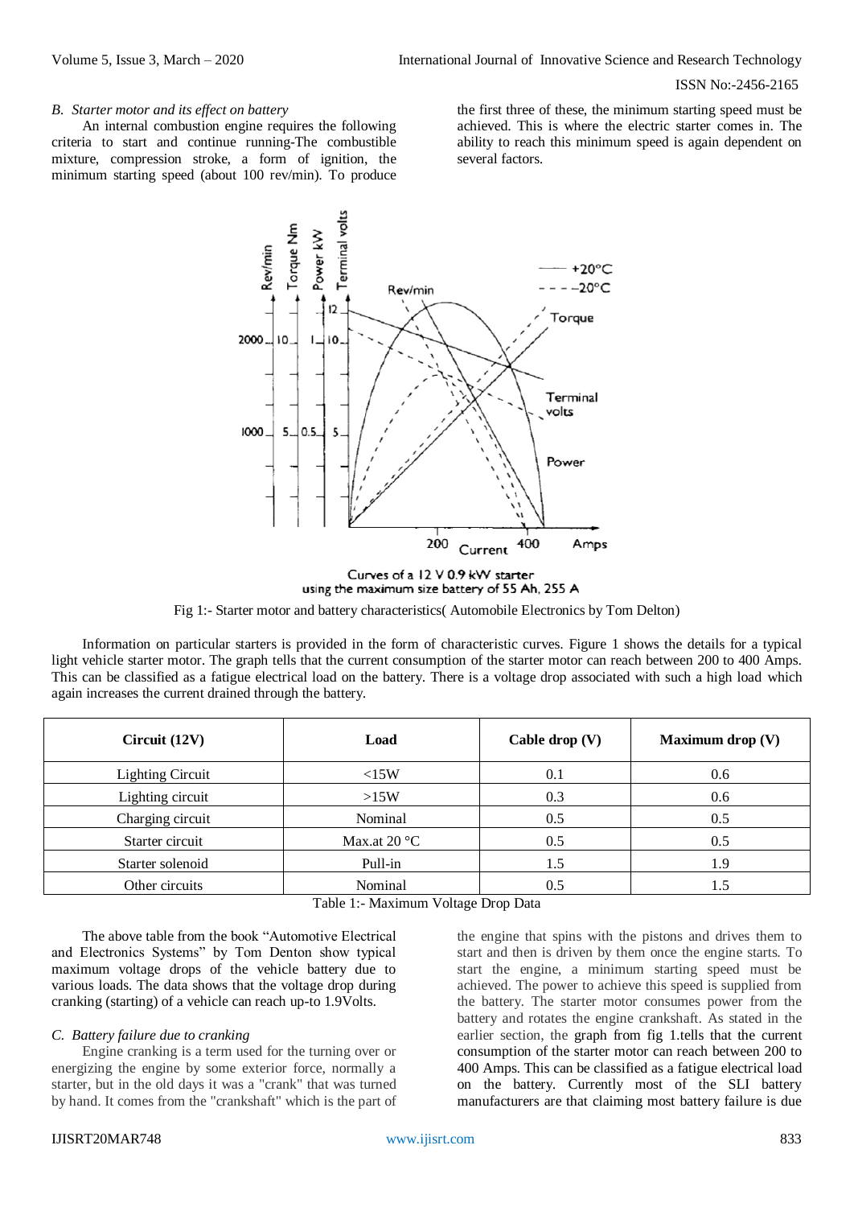### *B. Starter motor and its effect on battery*

An internal combustion engine requires the following criteria to start and continue running-The combustible mixture, compression stroke, a form of ignition, the minimum starting speed (about 100 rev/min). To produce the first three of these, the minimum starting speed must be achieved. This is where the electric starter comes in. The ability to reach this minimum speed is again dependent on several factors.

Curves of a 12 V 0.9 kW starter using the maximum size battery of 55 Ah, 255 A

Fig 1:- Starter motor and battery characteristics( Automobile Electronics by Tom Delton)

Information on particular starters is provided in the form of characteristic curves. Figure 1 shows the details for a typical light vehicle starter motor. The graph tells that the current consumption of the starter motor can reach between 200 to 400 Amps. This can be classified as a fatigue electrical load on the battery. There is a voltage drop associated with such a high load which again increases the current drained through the battery.

| Circuit (12V) | Load | Cable drop (V) | Maximum drop (V) |
|---|---|---|---|
| Lighting Circuit | <15W | 0.1 | 0.6 |
| Lighting circuit | >15W | 0.3 | 0.6 |
| Charging circuit | Nominal | 0.5 | 0.5 |
| Starter circuit | Max.at 20 °C | 0.5 | 0.5 |
| Starter solenoid | Pull-in | 1.5 | 1.9 |
| Other circuits | Nominal | 0.5 | 1.5 |

Table 1:- Maximum Voltage Drop Data

The above table from the book "Automotive Electrical and Electronics Systems" by Tom Denton show typical maximum voltage drops of the vehicle battery due to various loads. The data shows that the voltage drop during cranking (starting) of a vehicle can reach up-to 1.9Volts.

### *C. Battery failure due to cranking*

Engine cranking is a term used for the turning over or energizing the engine by some exterior force, normally a starter, but in the old days it was a "crank" that was turned by hand. It comes from the "crankshaft" which is the part of the engine that spins with the pistons and drives them to start and then is driven by them once the engine starts. To start the engine, a minimum starting speed must be achieved. The power to achieve this speed is supplied from the battery. The starter motor consumes power from the battery and rotates the engine crankshaft. As stated in the earlier section, the graph from fig 1.tells that the current consumption of the starter motor can reach between 200 to 400 Amps. This can be classified as a fatigue electrical load on the battery. Currently most of the SLI battery manufacturers are that claiming most battery failure is due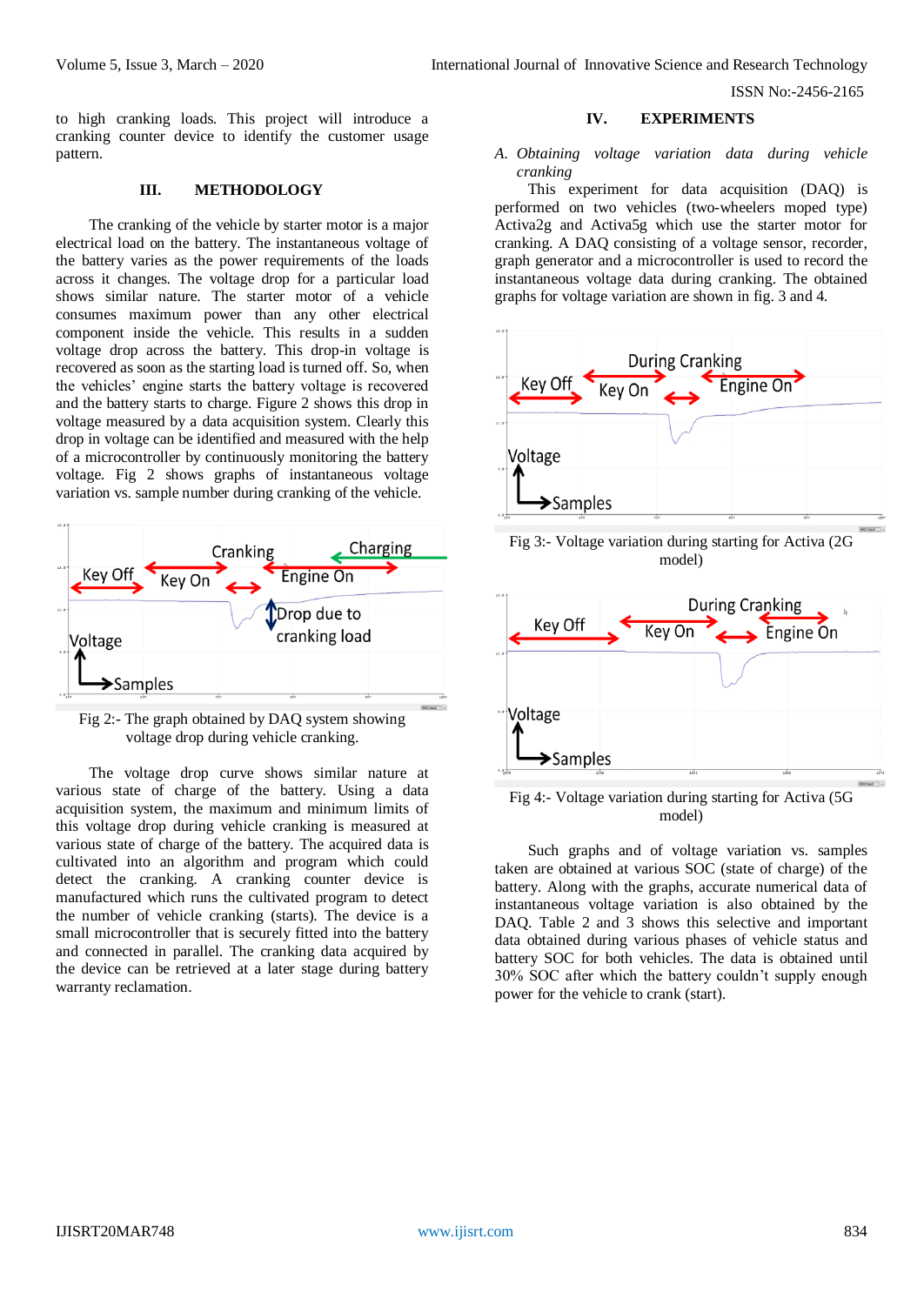to high cranking loads. This project will introduce a cranking counter device to identify the customer usage pattern.

## III. METHODOLOGY

The cranking of the vehicle by starter motor is a major electrical load on the battery. The instantaneous voltage of the battery varies as the power requirements of the loads across it changes. The voltage drop for a particular load shows similar nature. The starter motor of a vehicle consumes maximum power than any other electrical component inside the vehicle. This results in a sudden voltage drop across the battery. This drop-in voltage is recovered as soon as the starting load is turned off. So, when the vehicles' engine starts the battery voltage is recovered and the battery starts to charge. Figure 2 shows this drop in voltage measured by a data acquisition system. Clearly this drop in voltage can be identified and measured with the help of a microcontroller by continuously monitoring the battery voltage. Fig 2 shows graphs of instantaneous voltage variation vs. sample number during cranking of the vehicle.

Fig 2:- The graph obtained by DAQ system showing voltage drop during vehicle cranking.

The voltage drop curve shows similar nature at various state of charge of the battery. Using a data acquisition system, the maximum and minimum limits of this voltage drop during vehicle cranking is measured at various state of charge of the battery. The acquired data is cultivated into an algorithm and program which could detect the cranking. A cranking counter device is manufactured which runs the cultivated program to detect the number of vehicle cranking (starts). The device is a small microcontroller that is securely fitted into the battery and connected in parallel. The cranking data acquired by the device can be retrieved at a later stage during battery warranty reclamation.

## IV. EXPERIMENTS

### *A. Obtaining voltage variation data during vehicle cranking*

This experiment for data acquisition (DAQ) is performed on two vehicles (two-wheelers moped type) Activa2g and Activa5g which use the starter motor for cranking. A DAQ consisting of a voltage sensor, recorder, graph generator and a microcontroller is used to record the instantaneous voltage data during cranking. The obtained graphs for voltage variation are shown in fig. 3 and 4.

Fig 3:- Voltage variation during starting for Activa (2G model)

Fig 4:- Voltage variation during starting for Activa (5G model)

Such graphs and of voltage variation vs. samples taken are obtained at various SOC (state of charge) of the battery. Along with the graphs, accurate numerical data of instantaneous voltage variation is also obtained by the DAQ. Table 2 and 3 shows this selective and important data obtained during various phases of vehicle status and battery SOC for both vehicles. The data is obtained until 30% SOC after which the battery couldn't supply enough power for the vehicle to crank (start).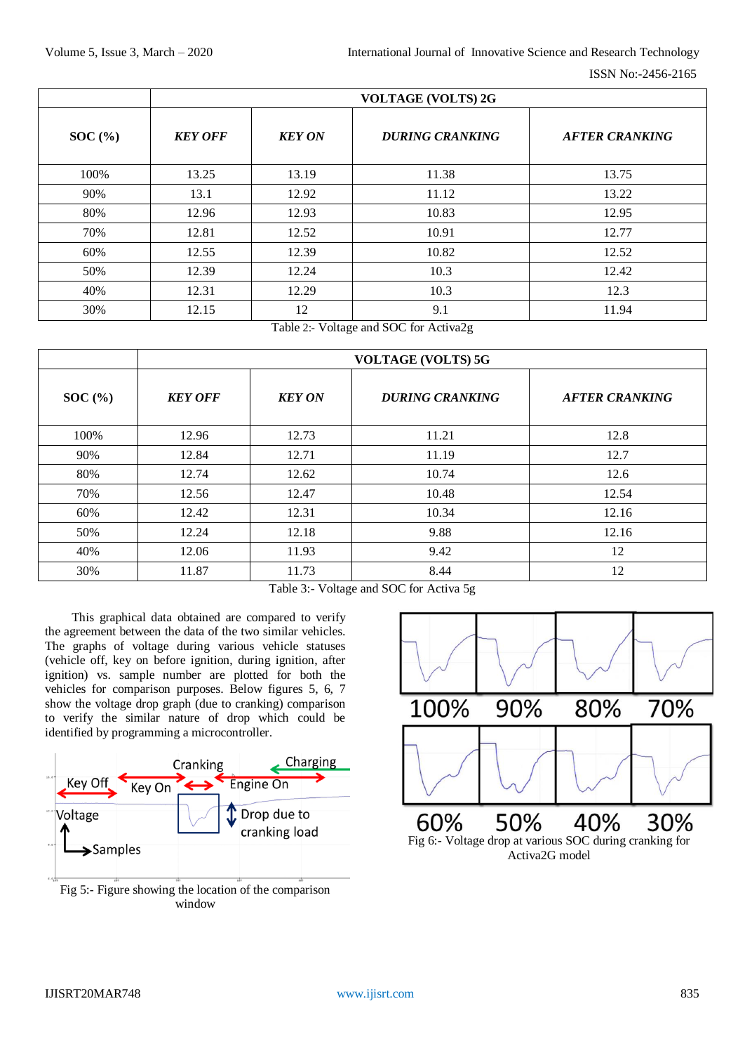| SOC (%) | VOLTAGE (VOLTS) 2G | | | |
|---|---|---|---|---|
| | *KEY OFF* | *KEY ON* | *DURING CRANKING* | *AFTER CRANKING* |
| 100% | 13.25 | 13.19 | 11.38 | 13.75 |
| 90% | 13.1 | 12.92 | 11.12 | 13.22 |
| 80% | 12.96 | 12.93 | 10.83 | 12.95 |
| 70% | 12.81 | 12.52 | 10.91 | 12.77 |
| 60% | 12.55 | 12.39 | 10.82 | 12.52 |
| 50% | 12.39 | 12.24 | 10.3 | 12.42 |
| 40% | 12.31 | 12.29 | 10.3 | 12.3 |
| 30% | 12.15 | 12 | 9.1 | 11.94 |

Table 2:- Voltage and SOC for Activa2g

| SOC (%) | VOLTAGE (VOLTS) 5G | | | |
|---|---|---|---|---|
| | *KEY OFF* | *KEY ON* | *DURING CRANKING* | *AFTER CRANKING* |
| 100% | 12.96 | 12.73 | 11.21 | 12.8 |
| 90% | 12.84 | 12.71 | 11.19 | 12.7 |
| 80% | 12.74 | 12.62 | 10.74 | 12.6 |
| 70% | 12.56 | 12.47 | 10.48 | 12.54 |
| 60% | 12.42 | 12.31 | 10.34 | 12.16 |
| 50% | 12.24 | 12.18 | 9.88 | 12.16 |
| 40% | 12.06 | 11.93 | 9.42 | 12 |
| 30% | 11.87 | 11.73 | 8.44 | 12 |

Table 3:- Voltage and SOC for Activa 5g

This graphical data obtained are compared to verify the agreement between the data of the two similar vehicles. The graphs of voltage during various vehicle statuses (vehicle off, key on before ignition, during ignition, after ignition) vs. sample number are plotted for both the vehicles for comparison purposes. Below figures 5, 6, 7 show the voltage drop graph (due to cranking) comparison to verify the similar nature of drop which could be identified by programming a microcontroller.

Fig 5:- Figure showing the location of the comparison window

Fig 6:- Voltage drop at various SOC during cranking for Activa2G model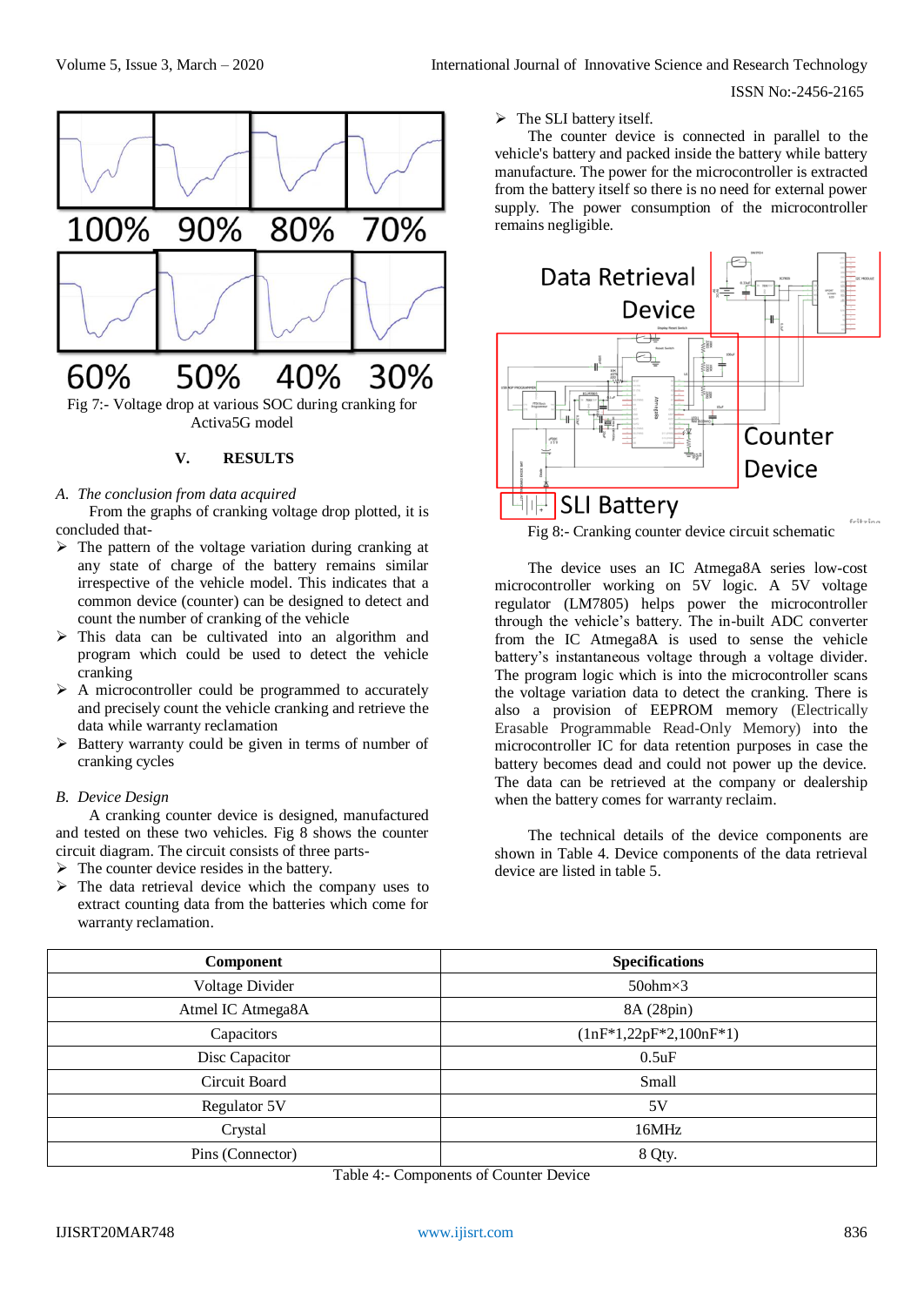Fig 7:- Voltage drop at various SOC during cranking for Activa5G model

## V. RESULTS

### *A. The conclusion from data acquired*

From the graphs of cranking voltage drop plotted, it is concluded that-

- The pattern of the voltage variation during cranking at any state of charge of the battery remains similar irrespective of the vehicle model. This indicates that a common device (counter) can be designed to detect and count the number of cranking of the vehicle
- This data can be cultivated into an algorithm and program which could be used to detect the vehicle cranking
- A microcontroller could be programmed to accurately and precisely count the vehicle cranking and retrieve the data while warranty reclamation
- Battery warranty could be given in terms of number of cranking cycles

### *B. Device Design*

A cranking counter device is designed, manufactured and tested on these two vehicles. Fig 8 shows the counter circuit diagram. The circuit consists of three parts-

- The counter device resides in the battery.
- The data retrieval device which the company uses to extract counting data from the batteries which come for warranty reclamation.
- The SLI battery itself.

The counter device is connected in parallel to the vehicle's battery and packed inside the battery while battery manufacture. The power for the microcontroller is extracted from the battery itself so there is no need for external power supply. The power consumption of the microcontroller remains negligible.

Fig 8:- Cranking counter device circuit schematic

The device uses an IC Atmega8A series low-cost microcontroller working on 5V logic. A 5V voltage regulator (LM7805) helps power the microcontroller through the vehicle's battery. The in-built ADC converter from the IC Atmega8A is used to sense the vehicle battery's instantaneous voltage through a voltage divider. The program logic which is into the microcontroller scans the voltage variation data to detect the cranking. There is also a provision of EEPROM memory (Electrically Erasable Programmable Read-Only Memory) into the microcontroller IC for data retention purposes in case the battery becomes dead and could not power up the device. The data can be retrieved at the company or dealership when the battery comes for warranty reclaim.

The technical details of the device components are shown in Table 4. Device components of the data retrieval device are listed in table 5.

| Component | Specifications |
|---|---|
| Voltage Divider | 50ohm×3 |
| Atmel IC Atmega8A | 8A (28pin) |
| Capacitors | (1nF*1,22pF*2,100nF*1) |
| Disc Capacitor | 0.5uF |
| Circuit Board | Small |
| Regulator 5V | 5V |
| Crystal | 16MHz |
| Pins (Connector) | 8 Qty. |

Table 4:- Components of Counter Device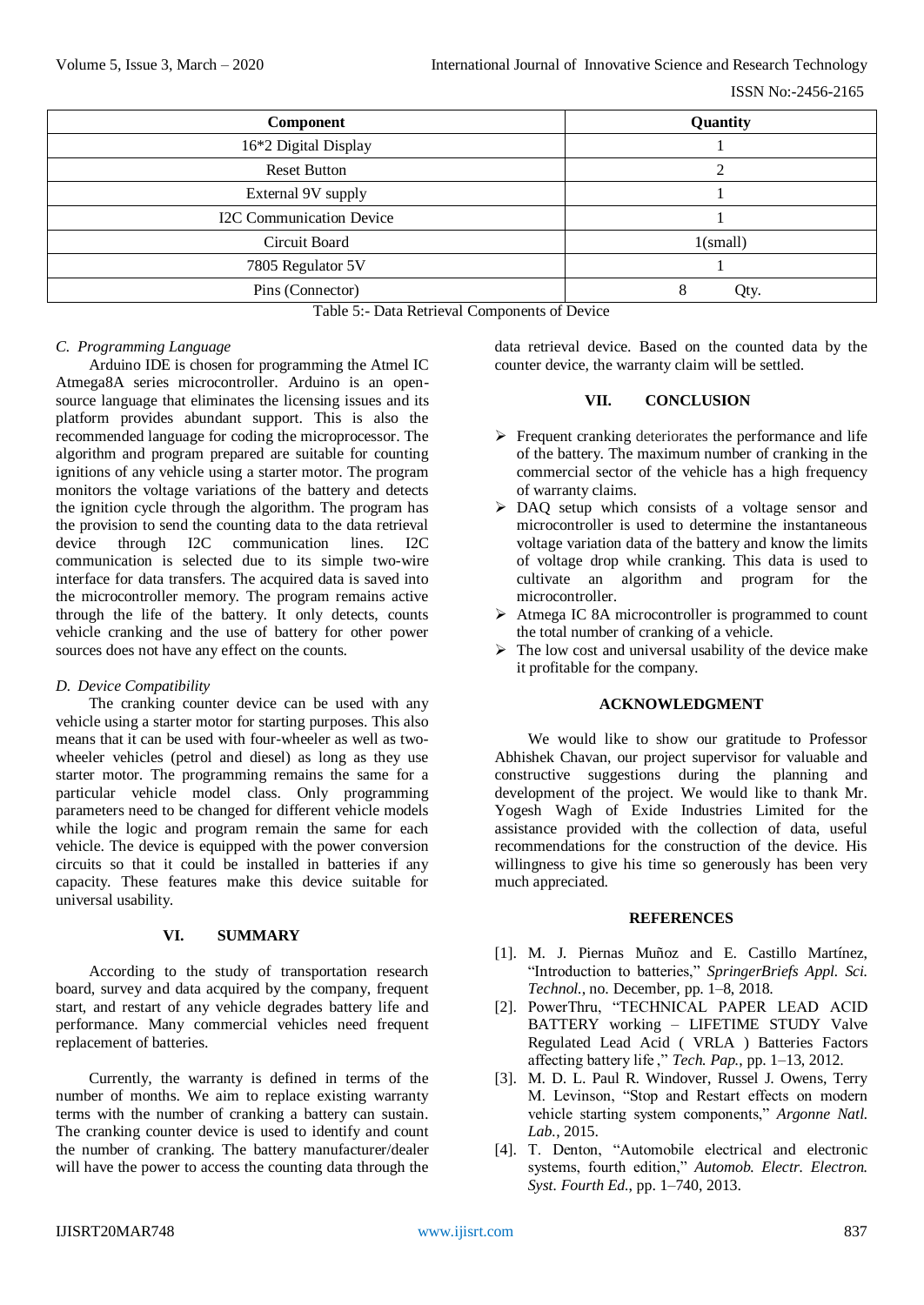| Component | Quantity |
|---|---|
| 16*2 Digital Display | 1 |
| Reset Button | 2 |
| External 9V supply | 1 |
| I2C Communication Device | 1 |
| Circuit Board | 1(small) |
| 7805 Regulator 5V | 1 |
| Pins (Connector) | 8 Qty. |

Table 5:- Data Retrieval Components of Device

### *C. Programming Language*

Arduino IDE is chosen for programming the Atmel IC Atmega8A series microcontroller. Arduino is an open-source language that eliminates the licensing issues and its platform provides abundant support. This is also the recommended language for coding the microprocessor. The algorithm and program prepared are suitable for counting ignitions of any vehicle using a starter motor. The program monitors the voltage variations of the battery and detects the ignition cycle through the algorithm. The program has the provision to send the counting data to the data retrieval device through I2C communication lines. I2C communication is selected due to its simple two-wire interface for data transfers. The acquired data is saved into the microcontroller memory. The program remains active through the life of the battery. It only detects, counts vehicle cranking and the use of battery for other power sources does not have any effect on the counts.

### *D. Device Compatibility*

The cranking counter device can be used with any vehicle using a starter motor for starting purposes. This also means that it can be used with four-wheeler as well as two-wheeler vehicles (petrol and diesel) as long as they use starter motor. The programming remains the same for a particular vehicle model class. Only programming parameters need to be changed for different vehicle models while the logic and program remain the same for each vehicle. The device is equipped with the power conversion circuits so that it could be installed in batteries if any capacity. These features make this device suitable for universal usability.

## VI. SUMMARY

According to the study of transportation research board, survey and data acquired by the company, frequent start, and restart of any vehicle degrades battery life and performance. Many commercial vehicles need frequent replacement of batteries.

Currently, the warranty is defined in terms of the number of months. We aim to replace existing warranty terms with the number of cranking a battery can sustain. The cranking counter device is used to identify and count the number of cranking. The battery manufacturer/dealer will have the power to access the counting data through the data retrieval device. Based on the counted data by the counter device, the warranty claim will be settled.

## VII. CONCLUSION

- Frequent cranking deteriorates the performance and life of the battery. The maximum number of cranking in the commercial sector of the vehicle has a high frequency of warranty claims.
- DAQ setup which consists of a voltage sensor and microcontroller is used to determine the instantaneous voltage variation data of the battery and hence the limits of voltage drop while cranking. This data is used to cultivate an algorithm and program for the microcontroller.
- Atmega IC 8A microcontroller is programmed to count the total number of cranking of a vehicle.
- The low cost and universal usability of the device make it profitable for the company.

## ACKNOWLEDGMENT

We would like to show our gratitude to Professor Abhishek Chavan, our project supervisor for valuable and constructive suggestions during the planning and development of the project. We would like to thank Mr. Yogesh Wagh of Exide Industries Limited for the assistance provided with the collection of data, useful recommendations for the construction of the device. His willingness to give his time so generously has been very much appreciated.

## REFERENCES

[1]. M. J. Piernas Muñoz and E. Castillo Martínez, “Introduction to batteries,” *SpringerBriefs Appl. Sci. Technol.*, no. December, pp. 1–8, 2018.

[2]. PowerThru, “TECHNICAL PAPER LEAD ACID BATTERY working – LIFETIME STUDY Valve Regulated Lead Acid ( VRLA ) Batteries Factors affecting battery life ,” *Tech. Pap.*, pp. 1–13, 2012.

[3]. M. D. L. Paul R. Windover, Russel J. Owens, Terry M. Levinson, “Stop and Restart effects on modern vehicle starting system components,” *Argonne Natl. Lab.*, 2015.

[4]. T. Denton, “Automobile electrical and electronic systems, fourth edition,” *Automob. Electr. Electron. Syst. Fourth Ed.*, pp. 1–740, 2013.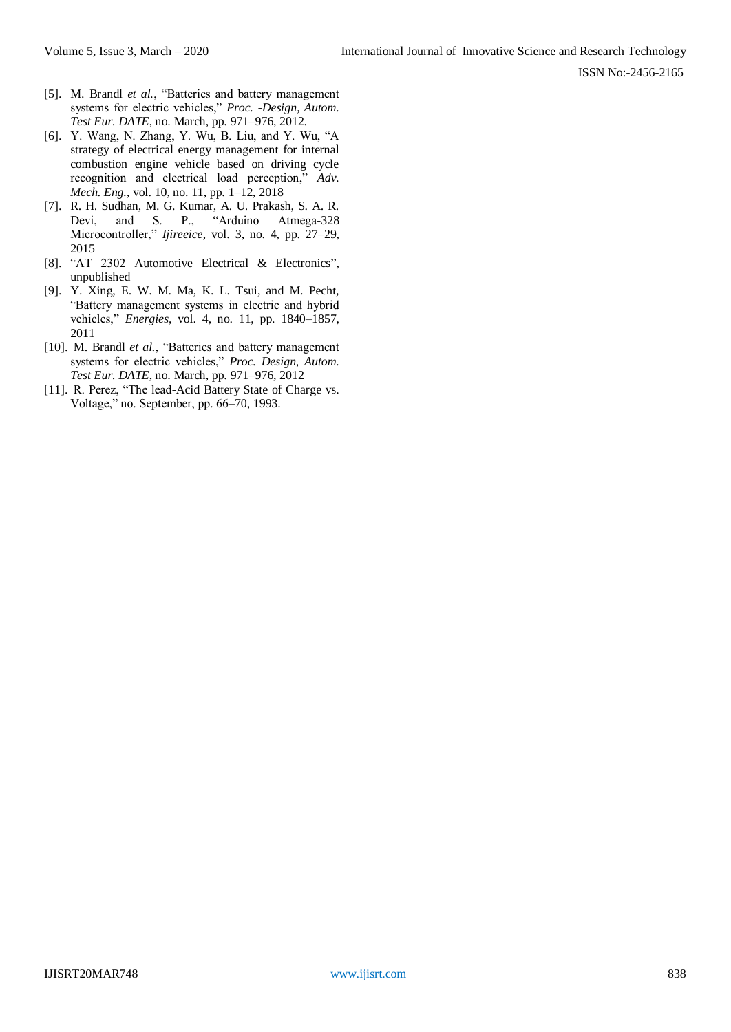[5]. M. Brandl *et al.*, "Batteries and battery management systems for electric vehicles," *Proc. -Design, Autom. Test Eur. DATE*, no. March, pp. 971–976, 2012.

[6]. Y. Wang, N. Zhang, Y. Wu, B. Liu, and Y. Wu, "A strategy of electrical energy management for internal combustion engine vehicle based on driving cycle recognition and electrical load perception," *Adv. Mech. Eng.*, vol. 10, no. 11, pp. 1–12, 2018

[7]. R. H. Sudhan, M. G. Kumar, A. U. Prakash, S. A. R. Devi, and S. P., "Arduino Atmega-328 Microcontroller," *Ijireeice*, vol. 3, no. 4, pp. 27–29, 2015

[8]. "AT 2302 Automotive Electrical & Electronics", unpublished

[9]. Y. Xing, E. W. M. Ma, K. L. Tsui, and M. Pecht, "Battery management systems in electric and hybrid vehicles," *Energies*, vol. 4, no. 11, pp. 1840–1857, 2011

[10]. M. Brandl *et al.*, "Batteries and battery management systems for electric vehicles," *Proc. Design, Autom. Test Eur. DATE*, no. March, pp. 971–976, 2012

[11]. R. Perez, "The lead-Acid Battery State of Charge vs. Voltage," no. September, pp. 66–70, 1993.